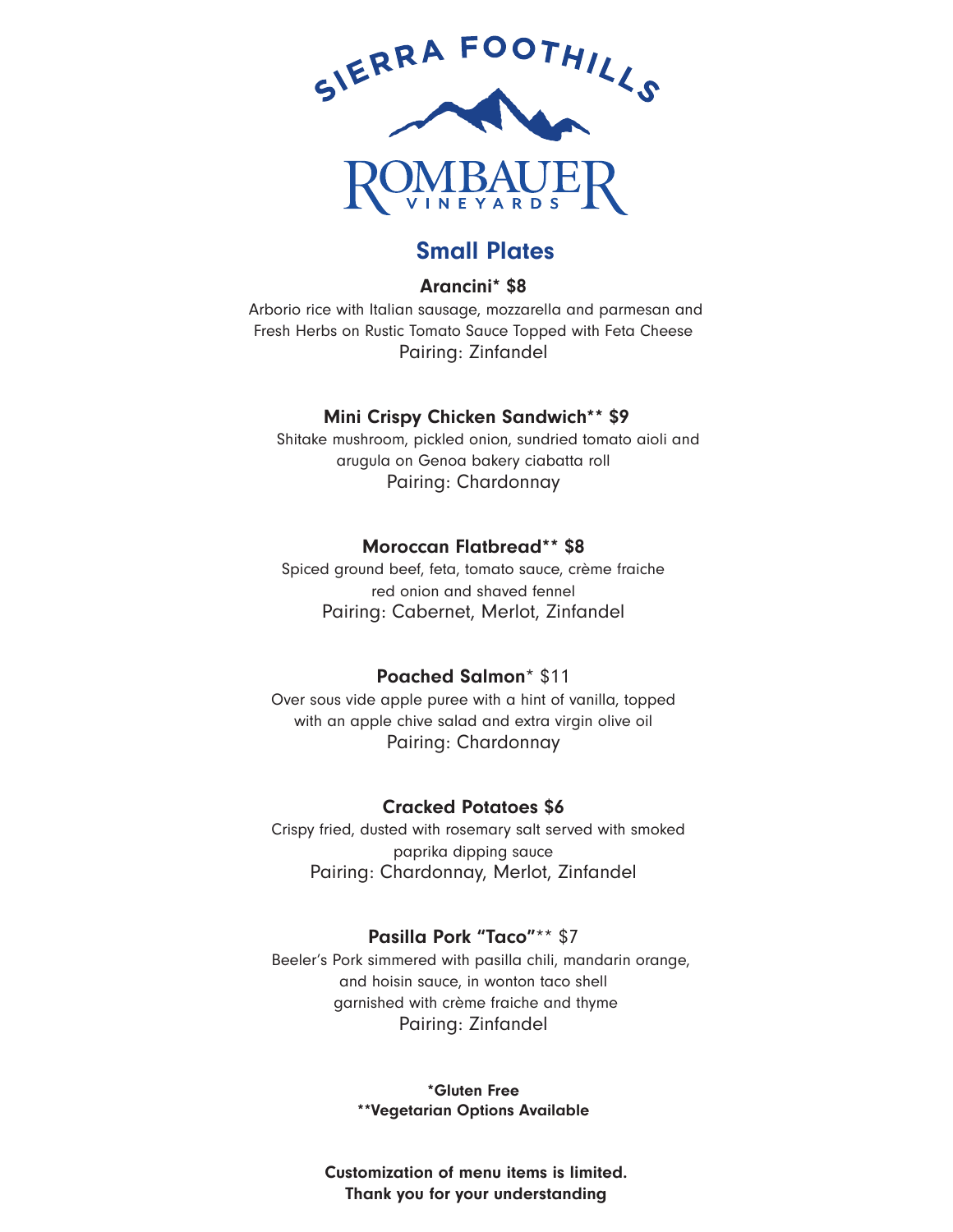SIERRA FOOTHILLS

ROMBAUER
VINEYARDS

## Small Plates

### Arancini* $8

Arborio rice with Italian sausage, mozzarella and parmesan and Fresh Herbs on Rustic Tomato Sauce Topped with Feta Cheese
Pairing: Zinfandel

### Mini Crispy Chicken Sandwich** $9

Shitake mushroom, pickled onion, sundried tomato aioli and arugula on Genoa bakery ciabatta roll
Pairing: Chardonnay

### Moroccan Flatbread** $8

Spiced ground beef, feta, tomato sauce, crème fraiche red onion and shaved fennel
Pairing: Cabernet, Merlot, Zinfandel

### Poached Salmon* $11

Over sous vide apple puree with a hint of vanilla, topped with an apple chive salad and extra virgin olive oil
Pairing: Chardonnay

### Cracked Potatoes $6

Crispy fried, dusted with rosemary salt served with smoked paprika dipping sauce
Pairing: Chardonnay, Merlot, Zinfandel

### Pasilla Pork "Taco"** $7

Beeler's Pork simmered with pasilla chili, mandarin orange, and hoisin sauce, in wonton taco shell garnished with crème fraiche and thyme
Pairing: Zinfandel

**\*Gluten Free**
**\*\*Vegetarian Options Available**

**Customization of menu items is limited.**
**Thank you for your understanding**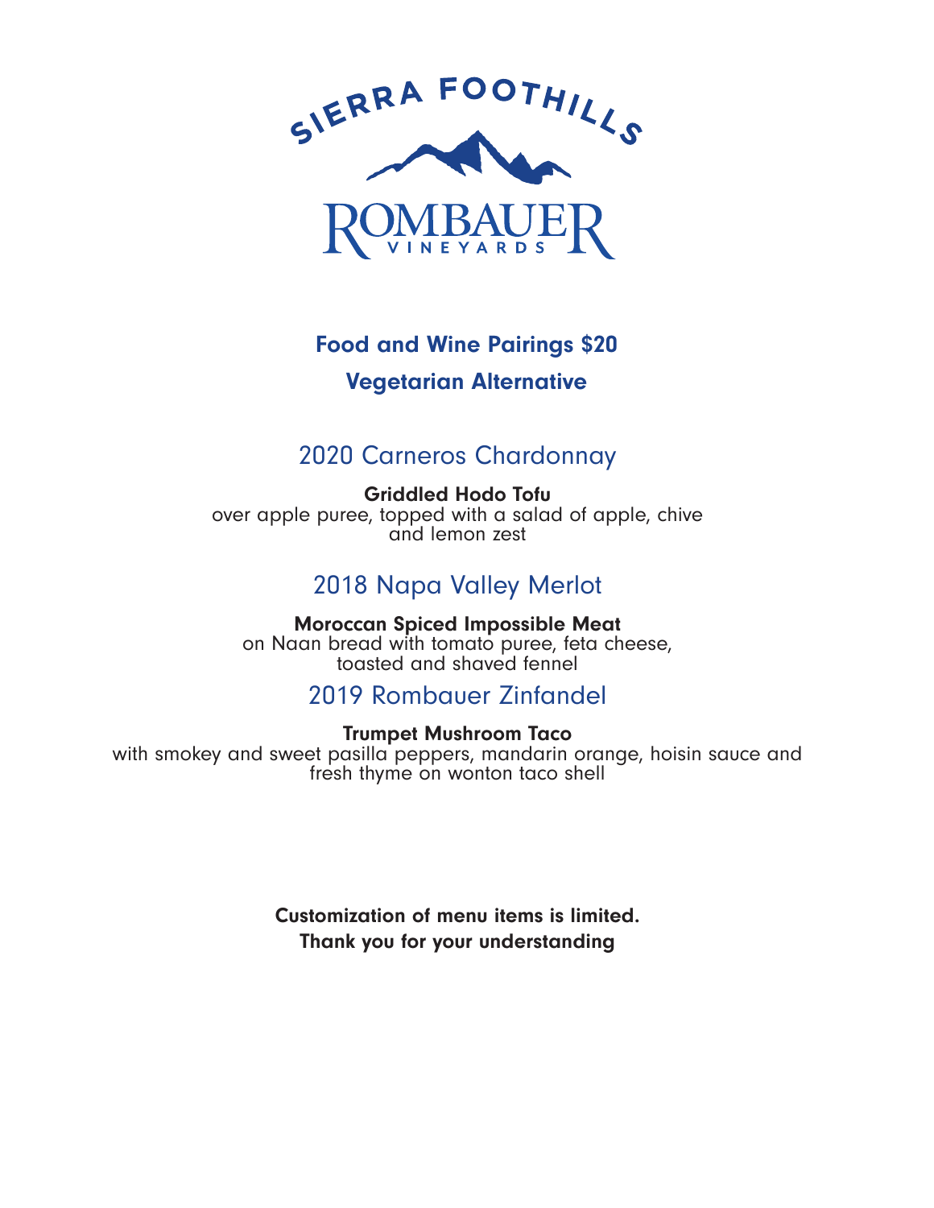SIERRA FOOTHILLS

ROMBAUER VINEYARDS

## Food and Wine Pairings $20

## Vegetarian Alternative

### 2020 Carneros Chardonnay

**Griddled Hodo Tofu**
over apple puree, topped with a salad of apple, chive and lemon zest

### 2018 Napa Valley Merlot

**Moroccan Spiced Impossible Meat**
on Naan bread with tomato puree, feta cheese, toasted and shaved fennel

### 2019 Rombauer Zinfandel

**Trumpet Mushroom Taco**
with smokey and sweet pasilla peppers, mandarin orange, hoisin sauce and fresh thyme on wonton taco shell

**Customization of menu items is limited.**
**Thank you for your understanding**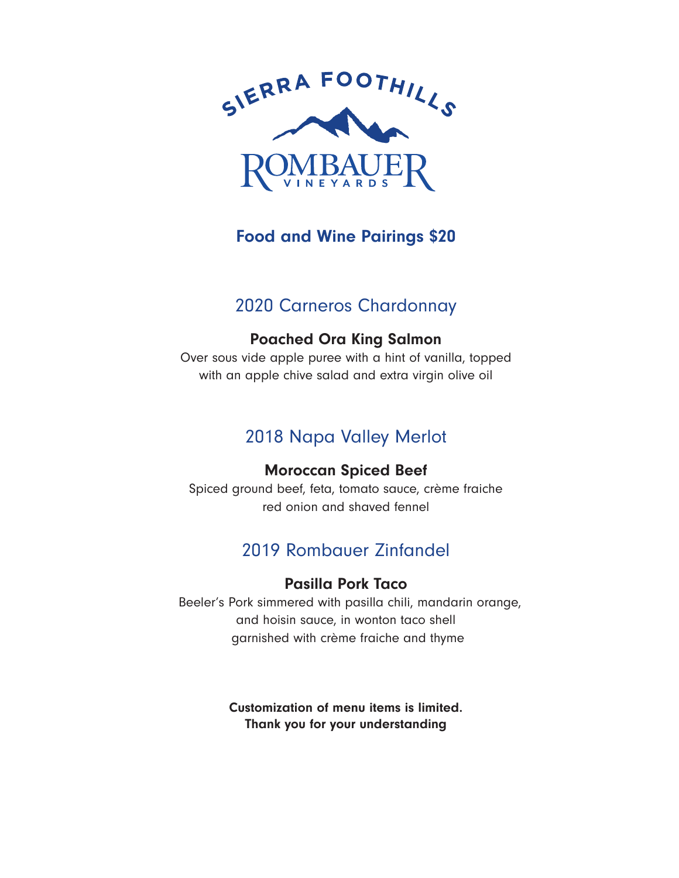SIERRA FOOTHILLS

ROMBAUER
VINEYARDS

# Food and Wine Pairings $20

## 2020 Carneros Chardonnay

**Poached Ora King Salmon**

Over sous vide apple puree with a hint of vanilla, topped with an apple chive salad and extra virgin olive oil

## 2018 Napa Valley Merlot

**Moroccan Spiced Beef**

Spiced ground beef, feta, tomato sauce, crème fraiche red onion and shaved fennel

## 2019 Rombauer Zinfandel

**Pasilla Pork Taco**

Beeler's Pork simmered with pasilla chili, mandarin orange, and hoisin sauce, in wonton taco shell garnished with crème fraiche and thyme

**Customization of menu items is limited.**
**Thank you for your understanding**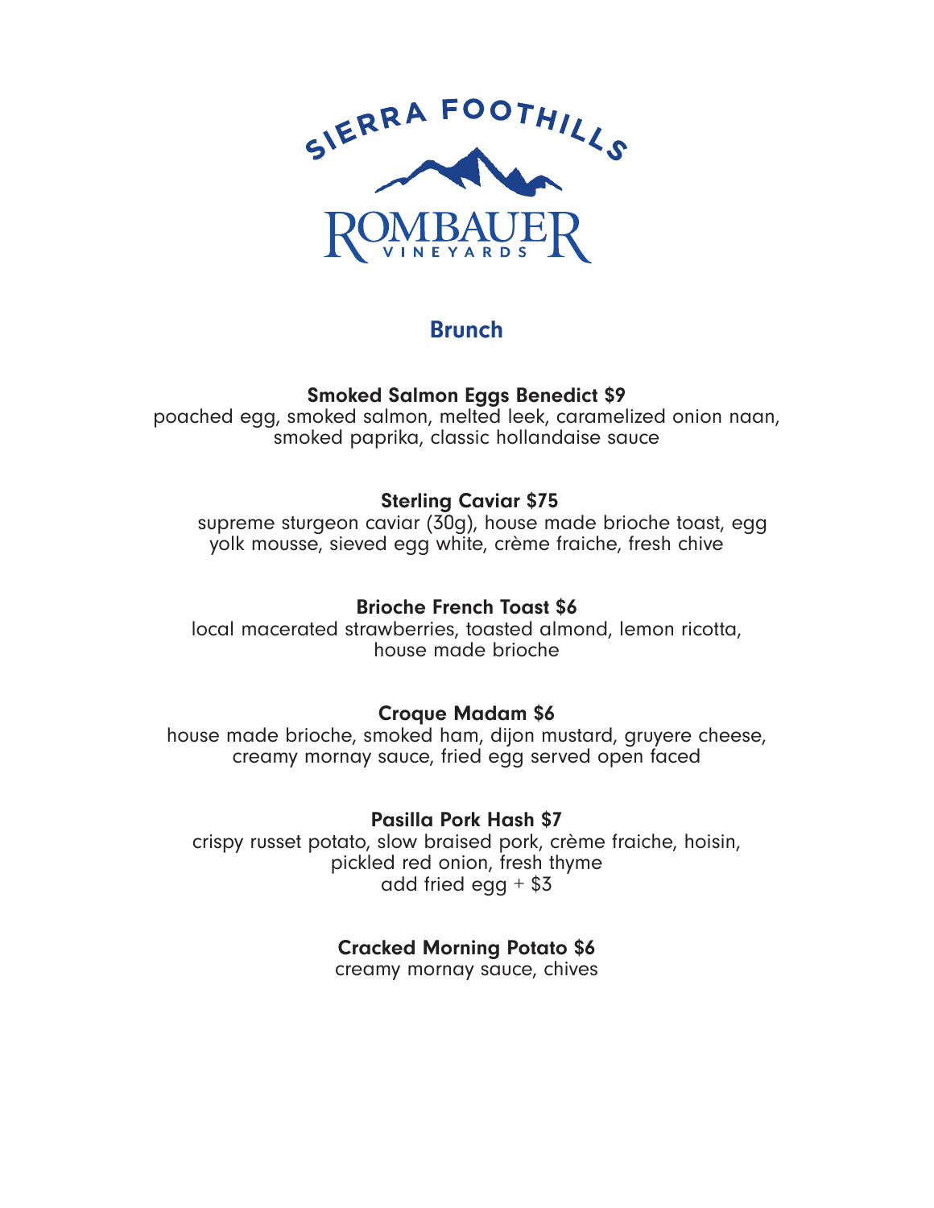SIERRA FOOTHILLS

ROMBAUER

VINEYARDS

# Brunch

**Smoked Salmon Eggs Benedict $9**
poached egg, smoked salmon, melted leek, caramelized onion naan, smoked paprika, classic hollandaise sauce

**Sterling Caviar $75**
supreme sturgeon caviar (30g), house made brioche toast, egg yolk mousse, sieved egg white, crème fraiche, fresh chive

**Brioche French Toast $6**
local macerated strawberries, toasted almond, lemon ricotta, house made brioche

**Croque Madam $6**
house made brioche, smoked ham, dijon mustard, gruyere cheese, creamy mornay sauce, fried egg served open faced

**Pasilla Pork Hash $7**
crispy russet potato, slow braised pork, crème fraiche, hoisin, pickled red onion, fresh thyme
add fried egg + $3

**Cracked Morning Potato $6**
creamy mornay sauce, chives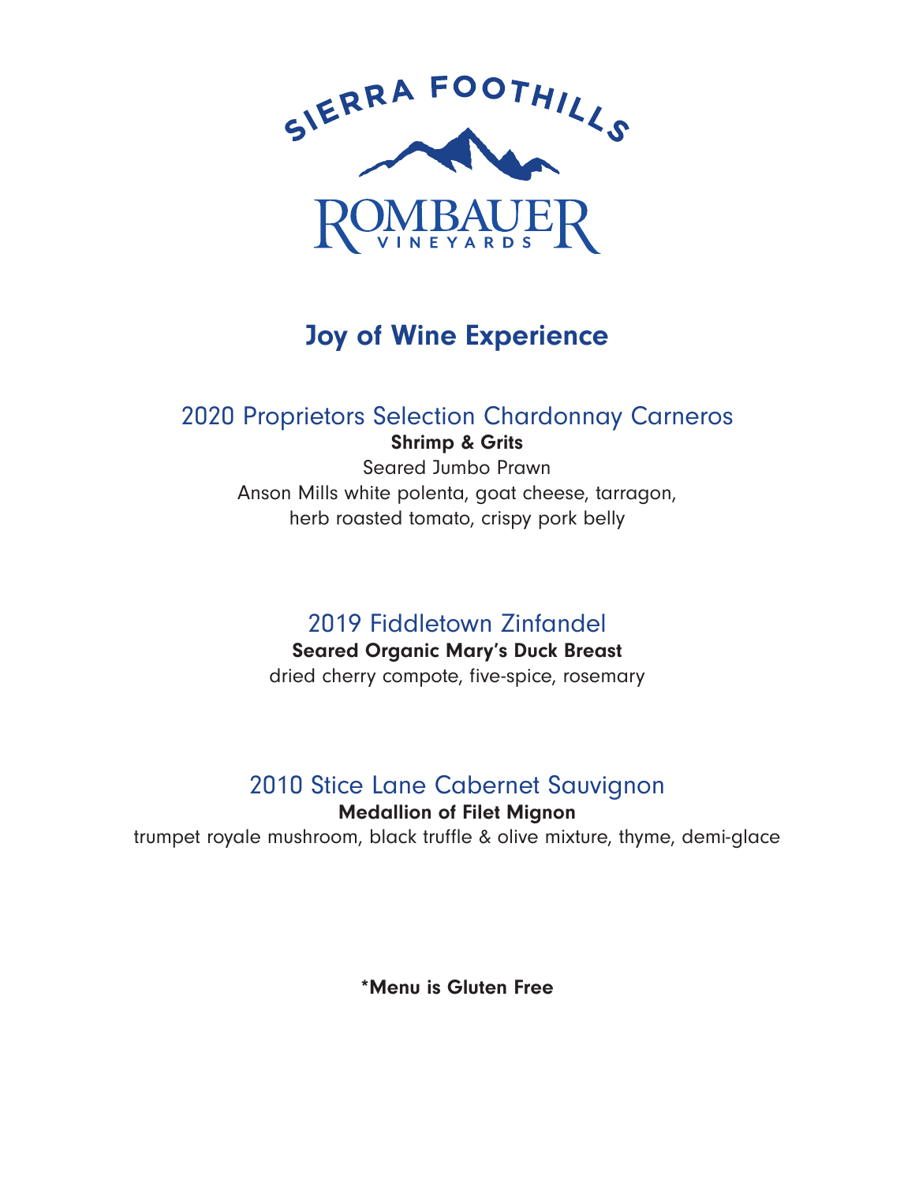SIERRA FOOTHILLS

ROMBAUER VINEYARDS

# Joy of Wine Experience

## 2020 Proprietors Selection Chardonnay Carneros

**Shrimp & Grits**

Seared Jumbo Prawn
Anson Mills white polenta, goat cheese, tarragon,
herb roasted tomato, crispy pork belly

## 2019 Fiddletown Zinfandel

**Seared Organic Mary's Duck Breast**

dried cherry compote, five-spice, rosemary

## 2010 Stice Lane Cabernet Sauvignon

**Medallion of Filet Mignon**

trumpet royale mushroom, black truffle & olive mixture, thyme, demi-glace

**\*Menu is Gluten Free**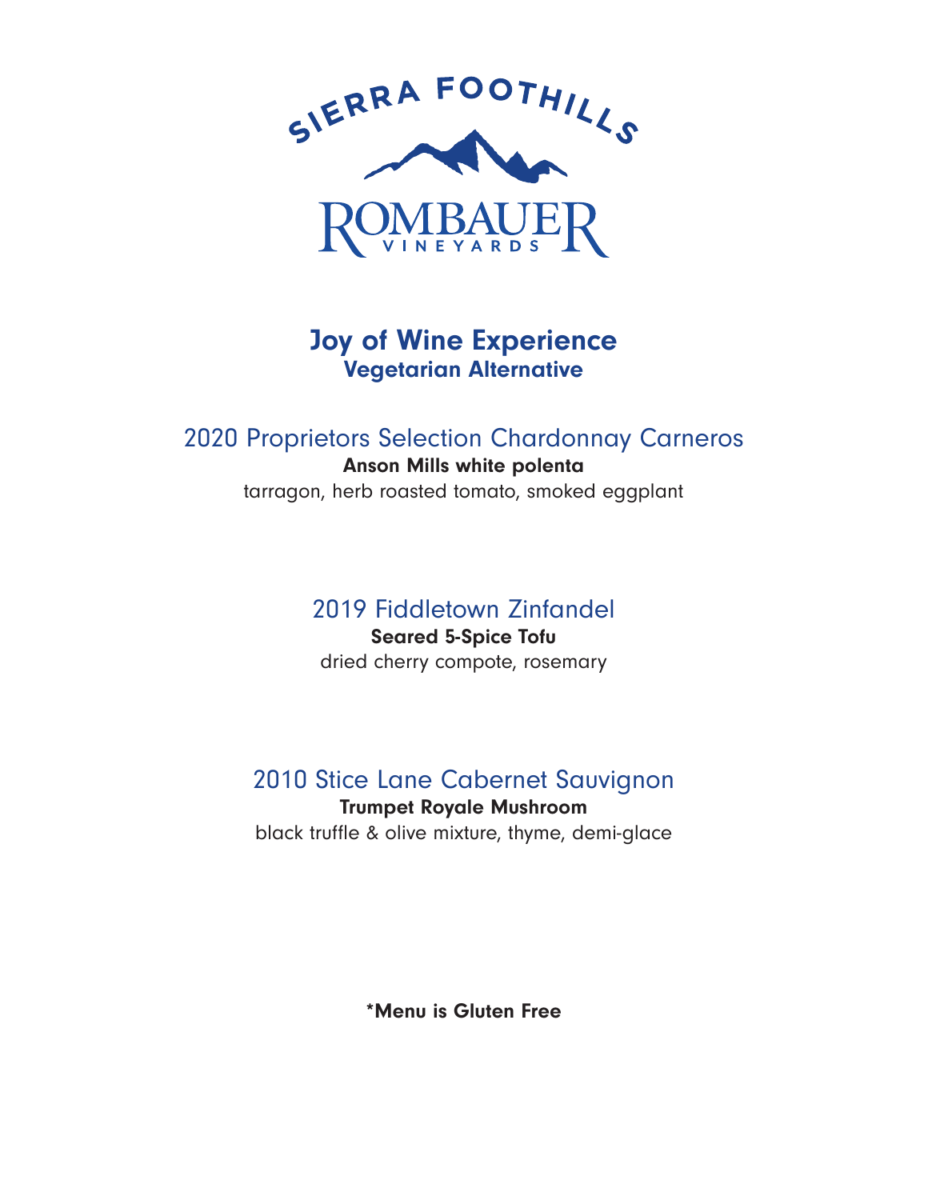SIERRA FOOTHILLS

ROMBAUER VINEYARDS

# Joy of Wine Experience

## Vegetarian Alternative

### 2020 Proprietors Selection Chardonnay Carneros

**Anson Mills white polenta**

tarragon, herb roasted tomato, smoked eggplant

### 2019 Fiddletown Zinfandel

**Seared 5-Spice Tofu**

dried cherry compote, rosemary

### 2010 Stice Lane Cabernet Sauvignon

**Trumpet Royale Mushroom**

black truffle & olive mixture, thyme, demi-glace

**\*Menu is Gluten Free**